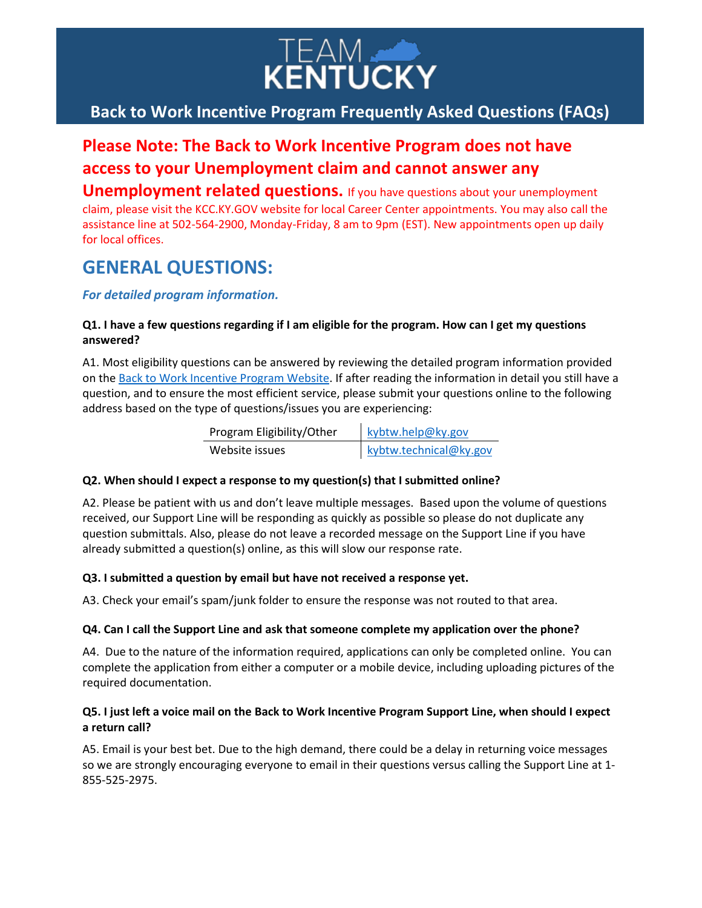# TEAM KENTUCKY

## Back to Work Incentive Program Frequently Asked Questions (FAQs)

**Please Note: The Back to Work Incentive Program does not have access to your Unemployment claim and cannot answer any Unemployment related questions.** If you have questions about your unemployment claim, please visit the KCC.KY.GOV website for local Career Center appointments. You may also call the assistance line at 502-564-2900, Monday-Friday, 8 am to 9pm (EST). New appointments open up daily for local offices.

## GENERAL QUESTIONS:

***For detailed program information.***

**Q1. I have a few questions regarding if I am eligible for the program. How can I get my questions answered?**

A1. Most eligibility questions can be answered by reviewing the detailed program information provided on the Back to Work Incentive Program Website. If after reading the information in detail you still have a question, and to ensure the most efficient service, please submit your questions online to the following address based on the type of questions/issues you are experiencing:

| Program Eligibility/Other | kybtw.help@ky.gov |
|---|---|
| Website issues | kybtw.technical@ky.gov |

**Q2. When should I expect a response to my question(s) that I submitted online?**

A2. Please be patient with us and don't leave multiple messages. Based upon the volume of questions received, our Support Line will be responding as quickly as possible so please do not duplicate any question submittals. Also, please do not leave a recorded message on the Support Line if you have already submitted a question(s) online, as this will slow our response rate.

**Q3. I submitted a question by email but have not received a response yet.**

A3. Check your email's spam/junk folder to ensure the response was not routed to that area.

**Q4. Can I call the Support Line and ask that someone complete my application over the phone?**

A4. Due to the nature of the information required, applications can only be completed online. You can complete the application from either a computer or a mobile device, including uploading pictures of the required documentation.

**Q5. I just left a voice mail on the Back to Work Incentive Program Support Line, when should I expect a return call?**

A5. Email is your best bet. Due to the high demand, there could be a delay in returning voice messages so we are strongly encouraging everyone to email in their questions versus calling the Support Line at 1-855-525-2975.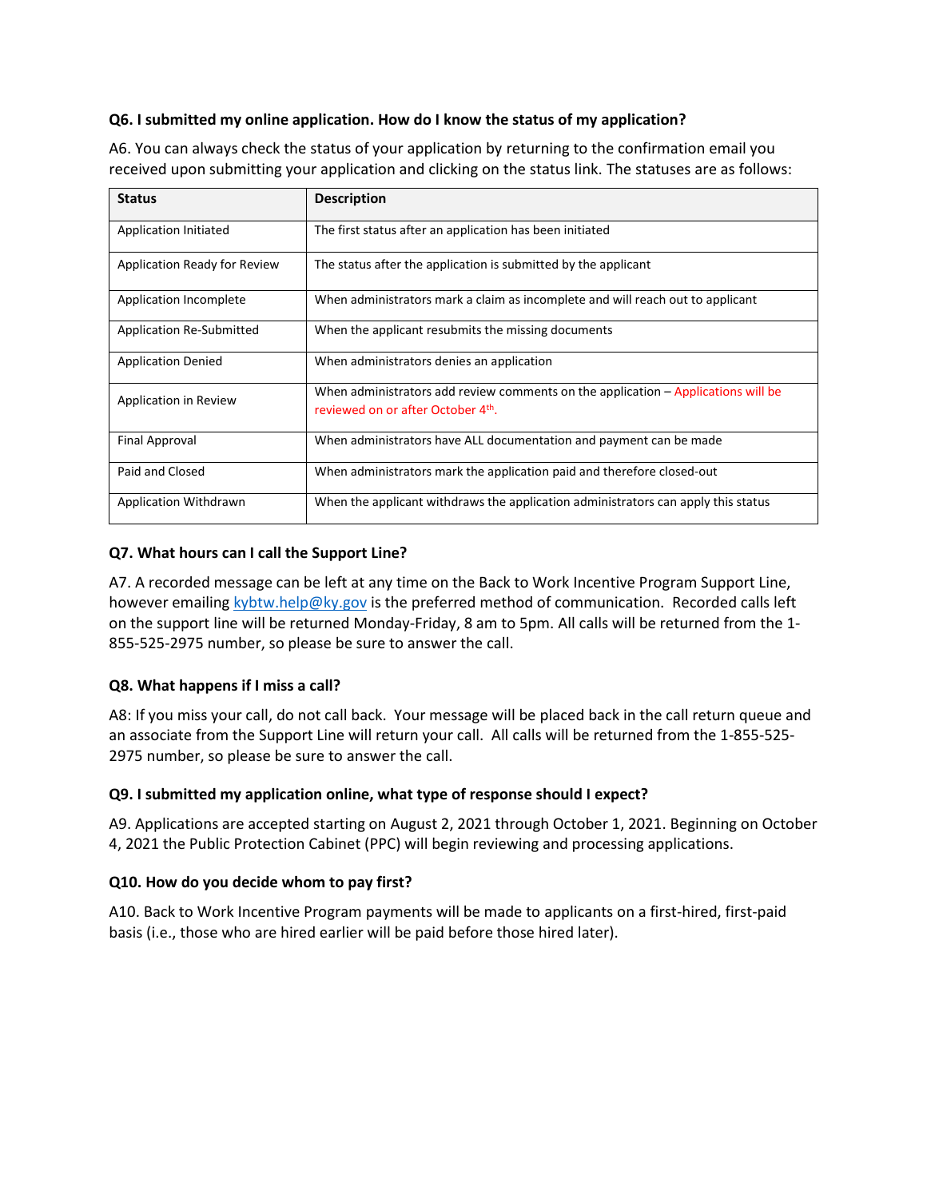**Q6. I submitted my online application. How do I know the status of my application?**

A6. You can always check the status of your application by returning to the confirmation email you received upon submitting your application and clicking on the status link. The statuses are as follows:

| Status | Description |
| --- | --- |
| Application Initiated | The first status after an application has been initiated |
| Application Ready for Review | The status after the application is submitted by the applicant |
| Application Incomplete | When administrators mark a claim as incomplete and will reach out to applicant |
| Application Re-Submitted | When the applicant resubmits the missing documents |
| Application Denied | When administrators denies an application |
| Application in Review | When administrators add review comments on the application – Applications will be reviewed on or after October 4th. |
| Final Approval | When administrators have ALL documentation and payment can be made |
| Paid and Closed | When administrators mark the application paid and therefore closed-out |
| Application Withdrawn | When the applicant withdraws the application administrators can apply this status |

**Q7. What hours can I call the Support Line?**

A7. A recorded message can be left at any time on the Back to Work Incentive Program Support Line, however emailing kybtw.help@ky.gov is the preferred method of communication. Recorded calls left on the support line will be returned Monday-Friday, 8 am to 5pm. All calls will be returned from the 1-855-525-2975 number, so please be sure to answer the call.

**Q8. What happens if I miss a call?**

A8: If you miss your call, do not call back. Your message will be placed back in the call return queue and an associate from the Support Line will return your call. All calls will be returned from the 1-855-525-2975 number, so please be sure to answer the call.

**Q9. I submitted my application online, what type of response should I expect?**

A9. Applications are accepted starting on August 2, 2021 through October 1, 2021. Beginning on October 4, 2021 the Public Protection Cabinet (PPC) will begin reviewing and processing applications.

**Q10. How do you decide whom to pay first?**

A10. Back to Work Incentive Program payments will be made to applicants on a first-hired, first-paid basis (i.e., those who are hired earlier will be paid before those hired later).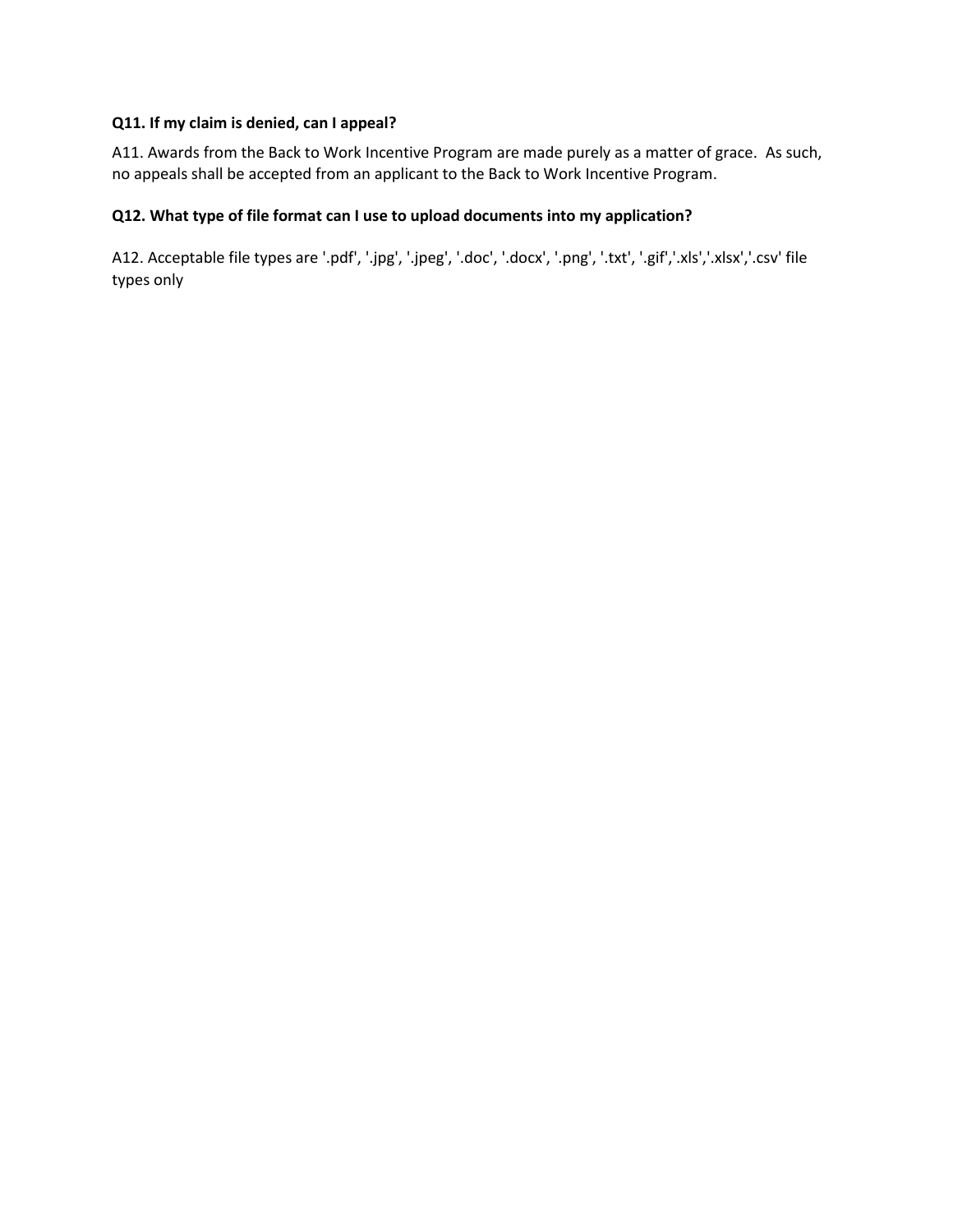**Q11. If my claim is denied, can I appeal?**

A11. Awards from the Back to Work Incentive Program are made purely as a matter of grace. As such, no appeals shall be accepted from an applicant to the Back to Work Incentive Program.

**Q12. What type of file format can I use to upload documents into my application?**

A12. Acceptable file types are '.pdf', '.jpg', '.jpeg', '.doc', '.docx', '.png', '.txt', '.gif','.xls','.xlsx','.csv' file types only